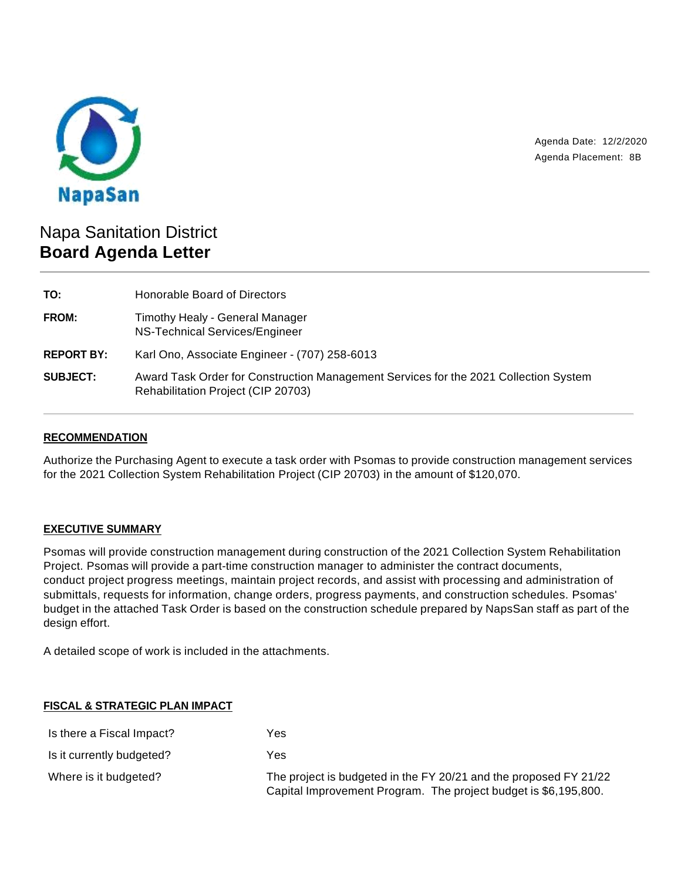NapaSan

Agenda Date: 12/2/2020
Agenda Placement: 8B

# Napa Sanitation District
## Board Agenda Letter

| | |
|---|---|
| **TO:** | Honorable Board of Directors |
| **FROM:** | Timothy Healy - General Manager<br>NS-Technical Services/Engineer |
| **REPORT BY:** | Karl Ono, Associate Engineer - (707) 258-6013 |
| **SUBJECT:** | Award Task Order for Construction Management Services for the 2021 Collection System Rehabilitation Project (CIP 20703) |

### RECOMMENDATION

Authorize the Purchasing Agent to execute a task order with Psomas to provide construction management services for the 2021 Collection System Rehabilitation Project (CIP 20703) in the amount of $120,070.

### EXECUTIVE SUMMARY

Psomas will provide construction management during construction of the 2021 Collection System Rehabilitation Project. Psomas will provide a part-time construction manager to administer the contract documents, conduct project progress meetings, maintain project records, and assist with processing and administration of submittals, requests for information, change orders, progress payments, and construction schedules. Psomas' budget in the attached Task Order is based on the construction schedule prepared by NapsSan staff as part of the design effort.

A detailed scope of work is included in the attachments.

### FISCAL & STRATEGIC PLAN IMPACT

| | |
|---|---|
| Is there a Fiscal Impact? | Yes |
| Is it currently budgeted? | Yes |
| Where is it budgeted? | The project is budgeted in the FY 20/21 and the proposed FY 21/22 Capital Improvement Program. The project budget is $6,195,800. |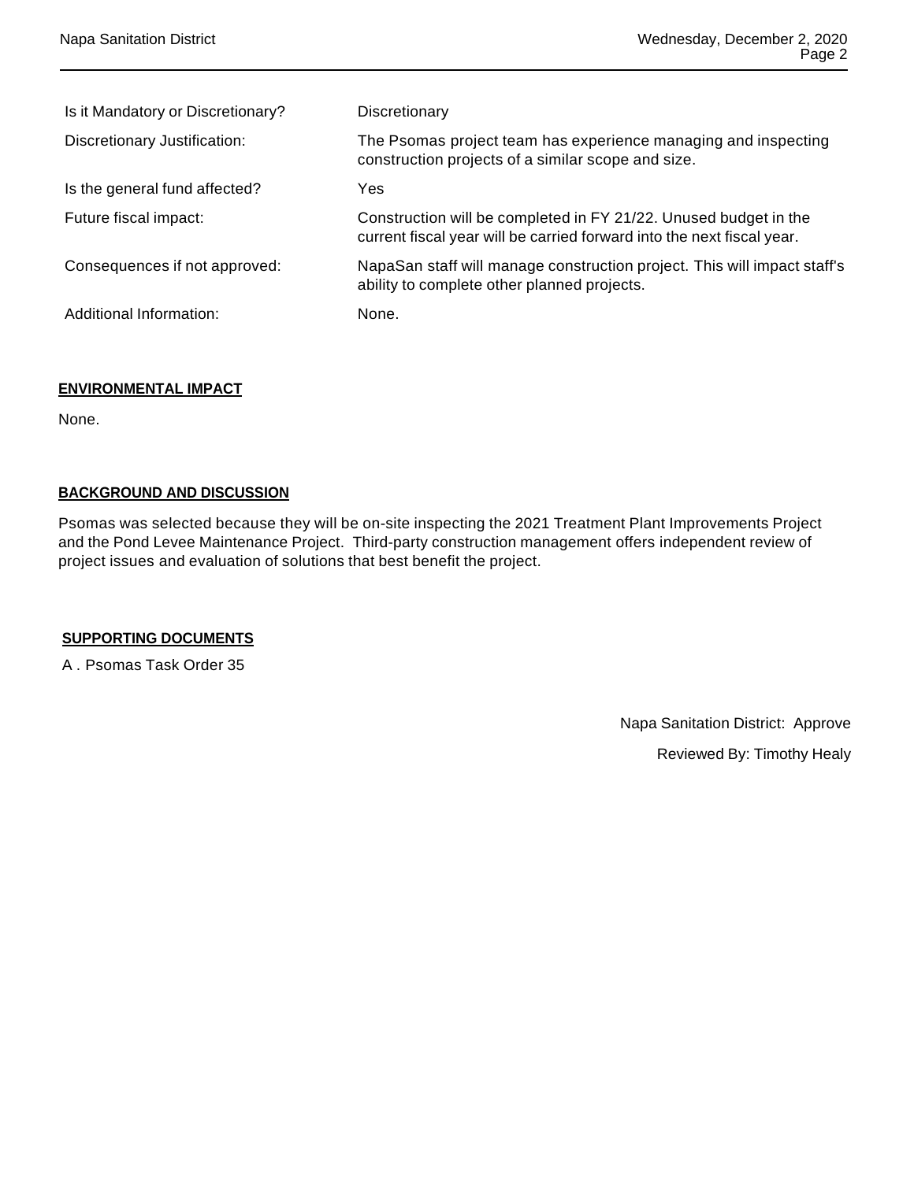| | |
|---|---|
| Is it Mandatory or Discretionary? | Discretionary |
| Discretionary Justification: | The Psomas project team has experience managing and inspecting construction projects of a similar scope and size. |
| Is the general fund affected? | Yes |
| Future fiscal impact: | Construction will be completed in FY 21/22. Unused budget in the current fiscal year will be carried forward into the next fiscal year. |
| Consequences if not approved: | NapaSan staff will manage construction project. This will impact staff's ability to complete other planned projects. |
| Additional Information: | None. |

**ENVIRONMENTAL IMPACT**

None.

**BACKGROUND AND DISCUSSION**

Psomas was selected because they will be on-site inspecting the 2021 Treatment Plant Improvements Project and the Pond Levee Maintenance Project. Third-party construction management offers independent review of project issues and evaluation of solutions that best benefit the project.

**SUPPORTING DOCUMENTS**

A . Psomas Task Order 35

Napa Sanitation District: Approve

Reviewed By: Timothy Healy